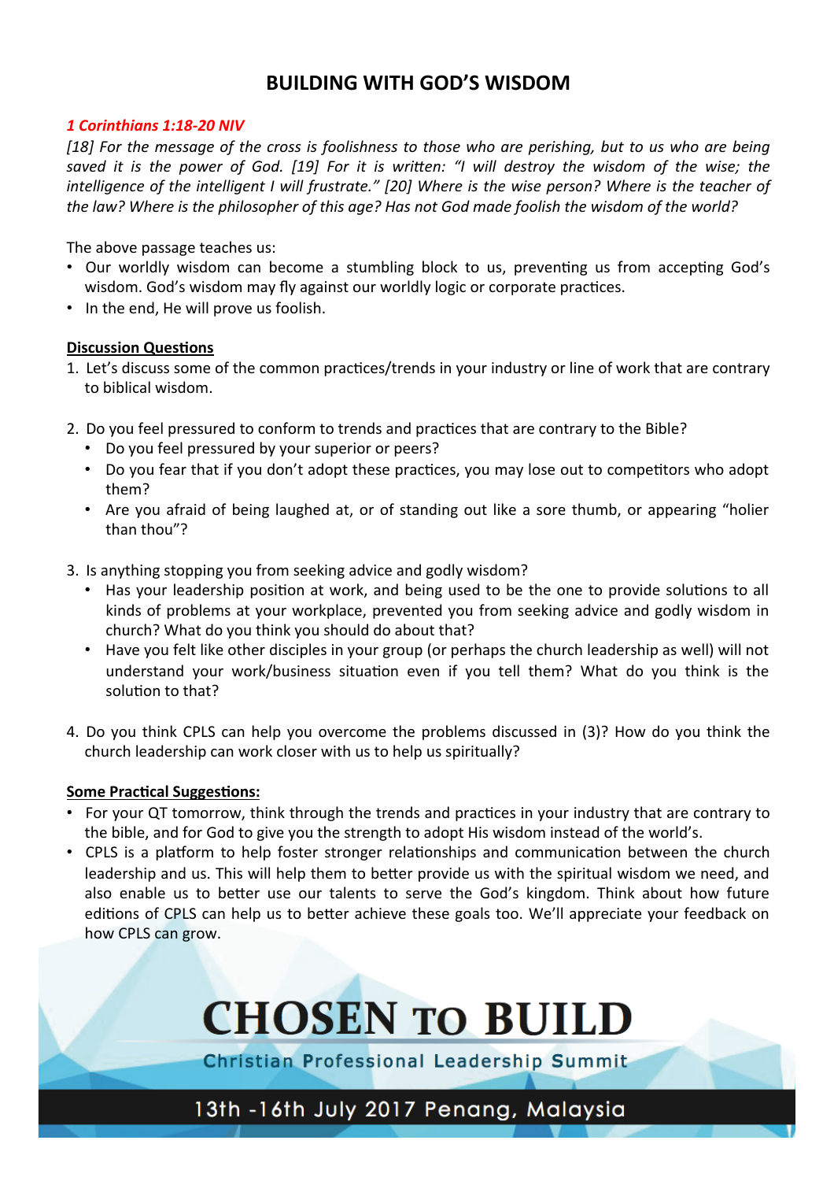# BUILDING WITH GOD'S WISDOM

***1 Corinthians 1:18-20 NIV***

*[18] For the message of the cross is foolishness to those who are perishing, but to us who are being saved it is the power of God. [19] For it is written: "I will destroy the wisdom of the wise; the intelligence of the intelligent I will frustrate." [20] Where is the wise person? Where is the teacher of the law? Where is the philosopher of this age? Has not God made foolish the wisdom of the world?*

The above passage teaches us:

- Our worldly wisdom can become a stumbling block to us, preventing us from accepting God's wisdom. God's wisdom may fly against our worldly logic or corporate practices.
- In the end, He will prove us foolish.

**Discussion Questions**

1. Let's discuss some of the common practices/trends in your industry or line of work that are contrary to biblical wisdom.

2. Do you feel pressured to conform to trends and practices that are contrary to the Bible?
   - Do you feel pressured by your superior or peers?
   - Do you fear that if you don't adopt these practices, you may lose out to competitors who adopt them?
   - Are you afraid of being laughed at, or of standing out like a sore thumb, or appearing "holier than thou"?

3. Is anything stopping you from seeking advice and godly wisdom?
   - Has your leadership position at work, and being used to be the one to provide solutions to all kinds of problems at your workplace, prevented you from seeking advice and godly wisdom in church? What do you think you should do about that?
   - Have you felt like other disciples in your group (or perhaps the church leadership as well) will not understand your work/business situation even if you tell them? What do you think is the solution to that?

4. Do you think CPLS can help you overcome the problems discussed in (3)? How do you think the church leadership can work closer with us to help us spiritually?

**Some Practical Suggestions:**

- For your QT tomorrow, think through the trends and practices in your industry that are contrary to the bible, and for God to give you the strength to adopt His wisdom instead of the world's.
- CPLS is a platform to help foster stronger relationships and communication between the church leadership and us. This will help them to better provide us with the spiritual wisdom we need, and also enable us to better use our talents to serve the God's kingdom. Think about how future editions of CPLS can help us to better achieve these goals too. We'll appreciate your feedback on how CPLS can grow.

**CHOSEN TO BUILD**

Christian Professional Leadership Summit

13th -16th July 2017 Penang, Malaysia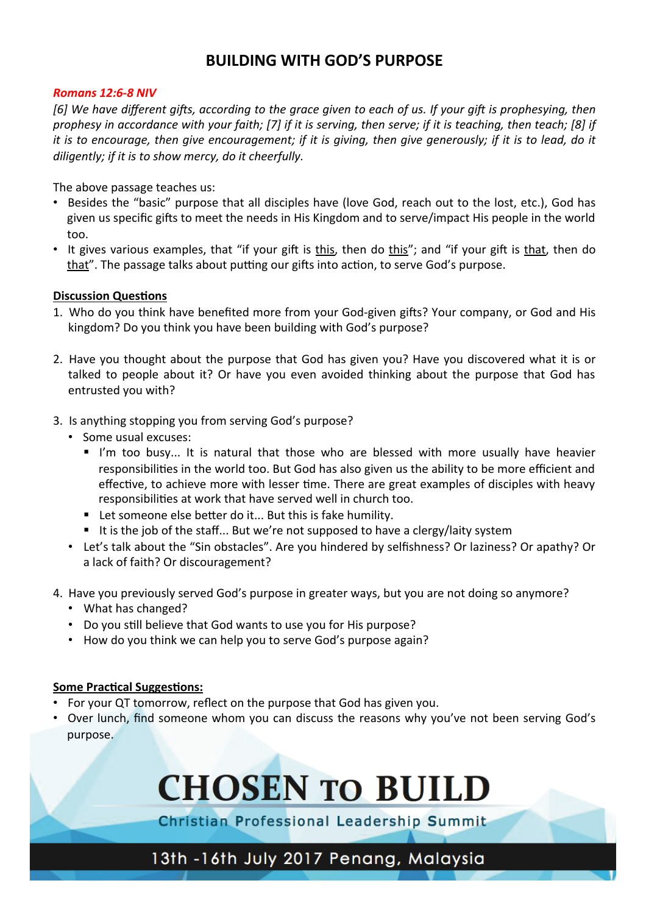# BUILDING WITH GOD'S PURPOSE

***Romans 12:6-8 NIV***

*[6] We have different gifts, according to the grace given to each of us. If your gift is prophesying, then prophesy in accordance with your faith; [7] if it is serving, then serve; if it is teaching, then teach; [8] if it is to encourage, then give encouragement; if it is giving, then give generously; if it is to lead, do it diligently; if it is to show mercy, do it cheerfully.*

The above passage teaches us:

- Besides the "basic" purpose that all disciples have (love God, reach out to the lost, etc.), God has given us specific gifts to meet the needs in His Kingdom and to serve/impact His people in the world too.
- It gives various examples, that "if your gift is <u>this</u>, then do <u>this</u>"; and "if your gift is <u>that</u>, then do <u>that</u>". The passage talks about putting our gifts into action, to serve God's purpose.

**<u>Discussion Questions</u>**

1. Who do you think have benefited more from your God-given gifts? Your company, or God and His kingdom? Do you think you have been building with God's purpose?

2. Have you thought about the purpose that God has given you? Have you discovered what it is or talked to people about it? Or have you even avoided thinking about the purpose that God has entrusted you with?

3. Is anything stopping you from serving God's purpose?
   - Some usual excuses:
     - I'm too busy... It is natural that those who are blessed with more usually have heavier responsibilities in the world too. But God has also given us the ability to be more efficient and effective, to achieve more with lesser time. There are great examples of disciples with heavy responsibilities at work that have served well in church too.
     - Let someone else better do it... But this is fake humility.
     - It is the job of the staff... But we're not supposed to have a clergy/laity system
   - Let's talk about the "Sin obstacles". Are you hindered by selfishness? Or laziness? Or apathy? Or a lack of faith? Or discouragement?

4. Have you previously served God's purpose in greater ways, but you are not doing so anymore?
   - What has changed?
   - Do you still believe that God wants to use you for His purpose?
   - How do you think we can help you to serve God's purpose again?

**<u>Some Practical Suggestions:</u>**

- For your QT tomorrow, reflect on the purpose that God has given you.
- Over lunch, find someone whom you can discuss the reasons why you've not been serving God's purpose.

**CHOSEN TO BUILD**

Christian Professional Leadership Summit

13th -16th July 2017 Penang, Malaysia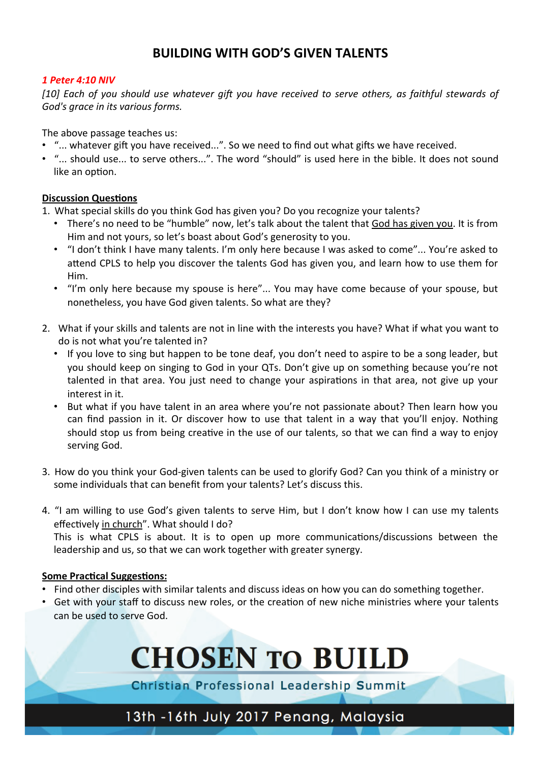# BUILDING WITH GOD'S GIVEN TALENTS

***1 Peter 4:10 NIV***

*[10] Each of you should use whatever gift you have received to serve others, as faithful stewards of God's grace in its various forms.*

The above passage teaches us:

- "... whatever gift you have received...". So we need to find out what gifts we have received.
- "... should use... to serve others...". The word "should" is used here in the bible. It does not sound like an option.

**Discussion Questions**

1. What special skills do you think God has given you? Do you recognize your talents?
   - There's no need to be "humble" now, let's talk about the talent that God has given you. It is from Him and not yours, so let's boast about God's generosity to you.
   - "I don't think I have many talents. I'm only here because I was asked to come"... You're asked to attend CPLS to help you discover the talents God has given you, and learn how to use them for Him.
   - "I'm only here because my spouse is here"... You may have come because of your spouse, but nonetheless, you have God given talents. So what are they?

2. What if your skills and talents are not in line with the interests you have? What if what you want to do is not what you're talented in?
   - If you love to sing but happen to be tone deaf, you don't need to aspire to be a song leader, but you should keep on singing to God in your QTs. Don't give up on something because you're not talented in that area. You just need to change your aspirations in that area, not give up your interest in it.
   - But what if you have talent in an area where you're not passionate about? Then learn how you can find passion in it. Or discover how to use that talent in a way that you'll enjoy. Nothing should stop us from being creative in the use of our talents, so that we can find a way to enjoy serving God.

3. How do you think your God-given talents can be used to glorify God? Can you think of a ministry or some individuals that can benefit from your talents? Let's discuss this.

4. "I am willing to use God's given talents to serve Him, but I don't know how I can use my talents effectively in church". What should I do?
   This is what CPLS is about. It is to open up more communications/discussions between the leadership and us, so that we can work together with greater synergy.

**Some Practical Suggestions:**

- Find other disciples with similar talents and discuss ideas on how you can do something together.
- Get with your staff to discuss new roles, or the creation of new niche ministries where your talents can be used to serve God.

CHOSEN TO BUILD

Christian Professional Leadership Summit

13th -16th July 2017 Penang, Malaysia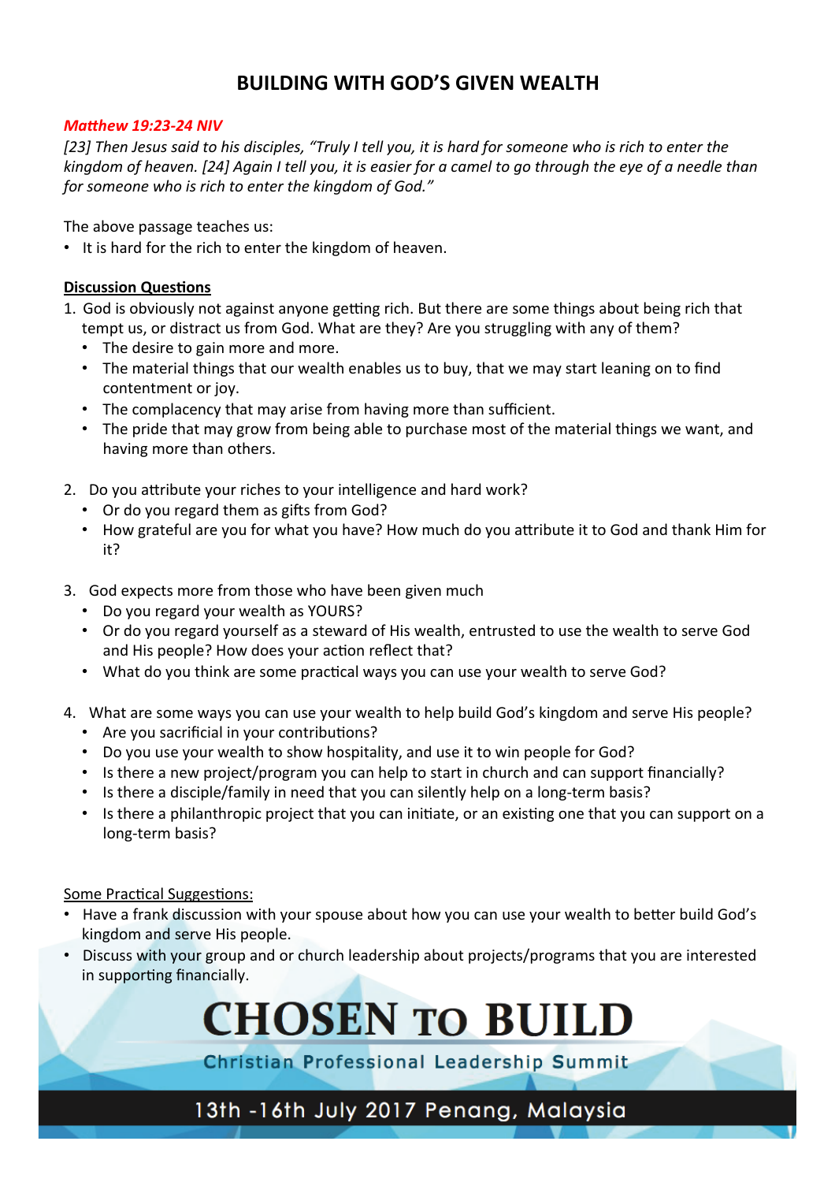# BUILDING WITH GOD'S GIVEN WEALTH

***Matthew 19:23-24 NIV***

*[23] Then Jesus said to his disciples, "Truly I tell you, it is hard for someone who is rich to enter the kingdom of heaven. [24] Again I tell you, it is easier for a camel to go through the eye of a needle than for someone who is rich to enter the kingdom of God."*

The above passage teaches us:

- It is hard for the rich to enter the kingdom of heaven.

**<u>Discussion Questions</u>**

1. God is obviously not against anyone getting rich. But there are some things about being rich that tempt us, or distract us from God. What are they? Are you struggling with any of them?
   - The desire to gain more and more.
   - The material things that our wealth enables us to buy, that we may start leaning on to find contentment or joy.
   - The complacency that may arise from having more than sufficient.
   - The pride that may grow from being able to purchase most of the material things we want, and having more than others.

2. Do you attribute your riches to your intelligence and hard work?
   - Or do you regard them as gifts from God?
   - How grateful are you for what you have? How much do you attribute it to God and thank Him for it?

3. God expects more from those who have been given much
   - Do you regard your wealth as YOURS?
   - Or do you regard yourself as a steward of His wealth, entrusted to use the wealth to serve God and His people? How does your action reflect that?
   - What do you think are some practical ways you can use your wealth to serve God?

4. What are some ways you can use your wealth to help build God's kingdom and serve His people?
   - Are you sacrificial in your contributions?
   - Do you use your wealth to show hospitality, and use it to win people for God?
   - Is there a new project/program you can help to start in church and can support financially?
   - Is there a disciple/family in need that you can silently help on a long-term basis?
   - Is there a philanthropic project that you can initiate, or an existing one that you can support on a long-term basis?

<u>Some Practical Suggestions:</u>

- Have a frank discussion with your spouse about how you can use your wealth to better build God's kingdom and serve His people.
- Discuss with your group and or church leadership about projects/programs that you are interested in supporting financially.

**CHOSEN TO BUILD**

Christian Professional Leadership Summit

13th -16th July 2017 Penang, Malaysia